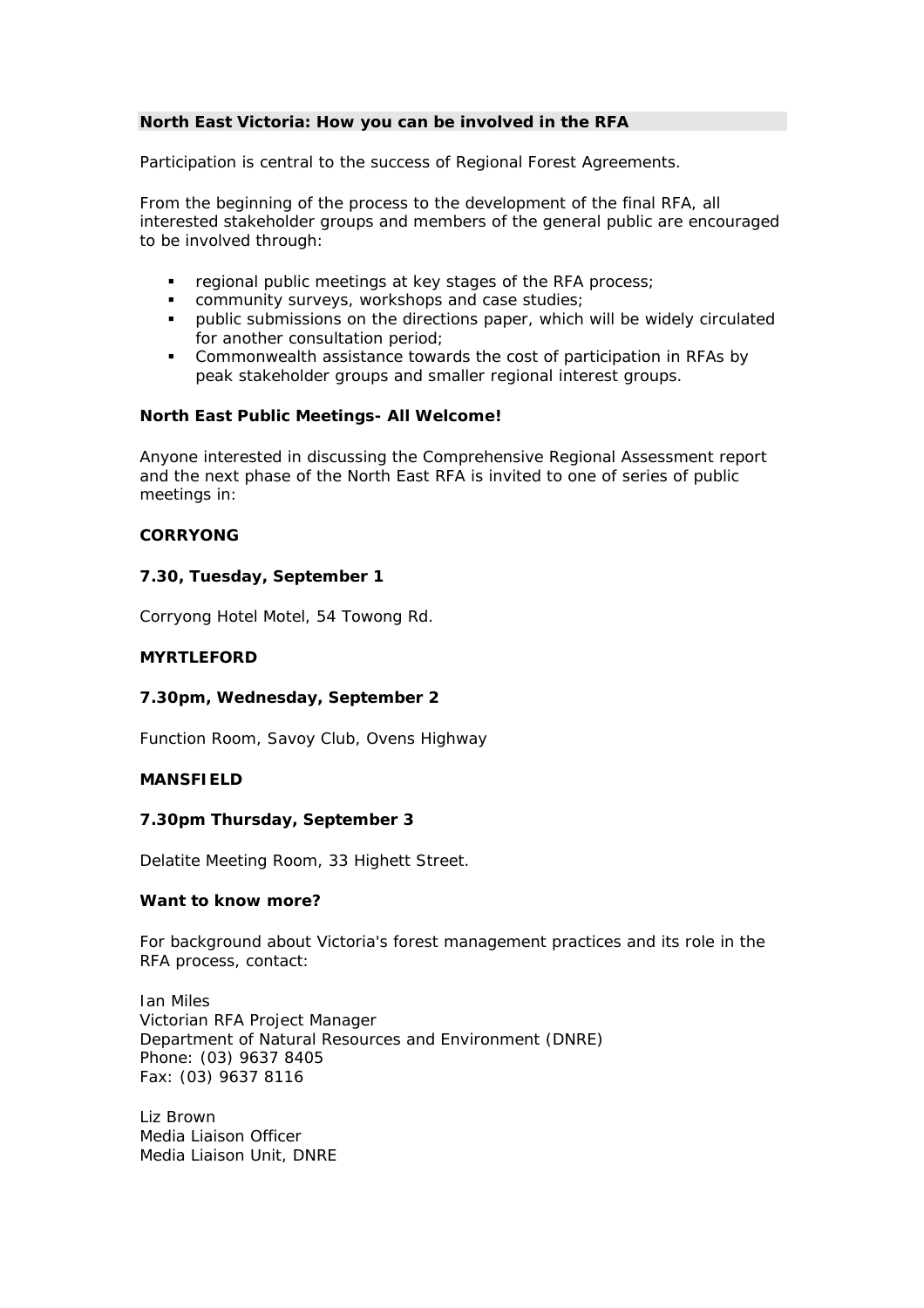## North East Victoria: How you can be involved in the RFA

Participation is central to the success of Regional Forest Agreements.

From the beginning of the process to the development of the final RFA, all interested stakeholder groups and members of the general public are encouraged to be involved through:

- regional public meetings at key stages of the RFA process;
- community surveys, workshops and case studies;
- public submissions on the directions paper, which will be widely circulated for another consultation period;
- Commonwealth assistance towards the cost of participation in RFAs by peak stakeholder groups and smaller regional interest groups.

### North East Public Meetings- All Welcome!

Anyone interested in discussing the Comprehensive Regional Assessment report and the next phase of the North East RFA is invited to one of series of public meetings in:

**CORRYONG**

**7.30, Tuesday, September 1**

Corryong Hotel Motel, 54 Towong Rd.

**MYRTLEFORD**

**7.30pm, Wednesday, September 2**

Function Room, Savoy Club, Ovens Highway

**MANSFIELD**

**7.30pm Thursday, September 3**

Delatite Meeting Room, 33 Highett Street.

### Want to know more?

For background about Victoria's forest management practices and its role in the RFA process, contact:

Ian Miles
Victorian RFA Project Manager
Department of Natural Resources and Environment (DNRE)
Phone: (03) 9637 8405
Fax: (03) 9637 8116

Liz Brown
Media Liaison Officer
Media Liaison Unit, DNRE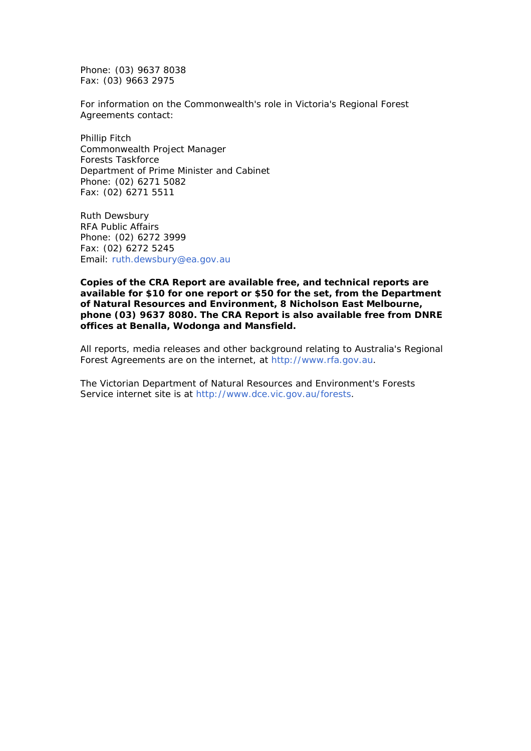Phone: (03) 9637 8038
Fax: (03) 9663 2975

For information on the Commonwealth's role in Victoria's Regional Forest Agreements contact:

Phillip Fitch
Commonwealth Project Manager
Forests Taskforce
Department of Prime Minister and Cabinet
Phone: (02) 6271 5082
Fax: (02) 6271 5511

Ruth Dewsbury
RFA Public Affairs
Phone: (02) 6272 3999
Fax: (02) 6272 5245
Email: ruth.dewsbury@ea.gov.au

**Copies of the CRA Report are available free, and technical reports are available for $10 for one report or $50 for the set, from the Department of Natural Resources and Environment, 8 Nicholson East Melbourne, phone (03) 9637 8080. The CRA Report is also available free from DNRE offices at Benalla, Wodonga and Mansfield.**

All reports, media releases and other background relating to Australia's Regional Forest Agreements are on the internet, at http://www.rfa.gov.au.

The Victorian Department of Natural Resources and Environment's Forests Service internet site is at http://www.dce.vic.gov.au/forests.